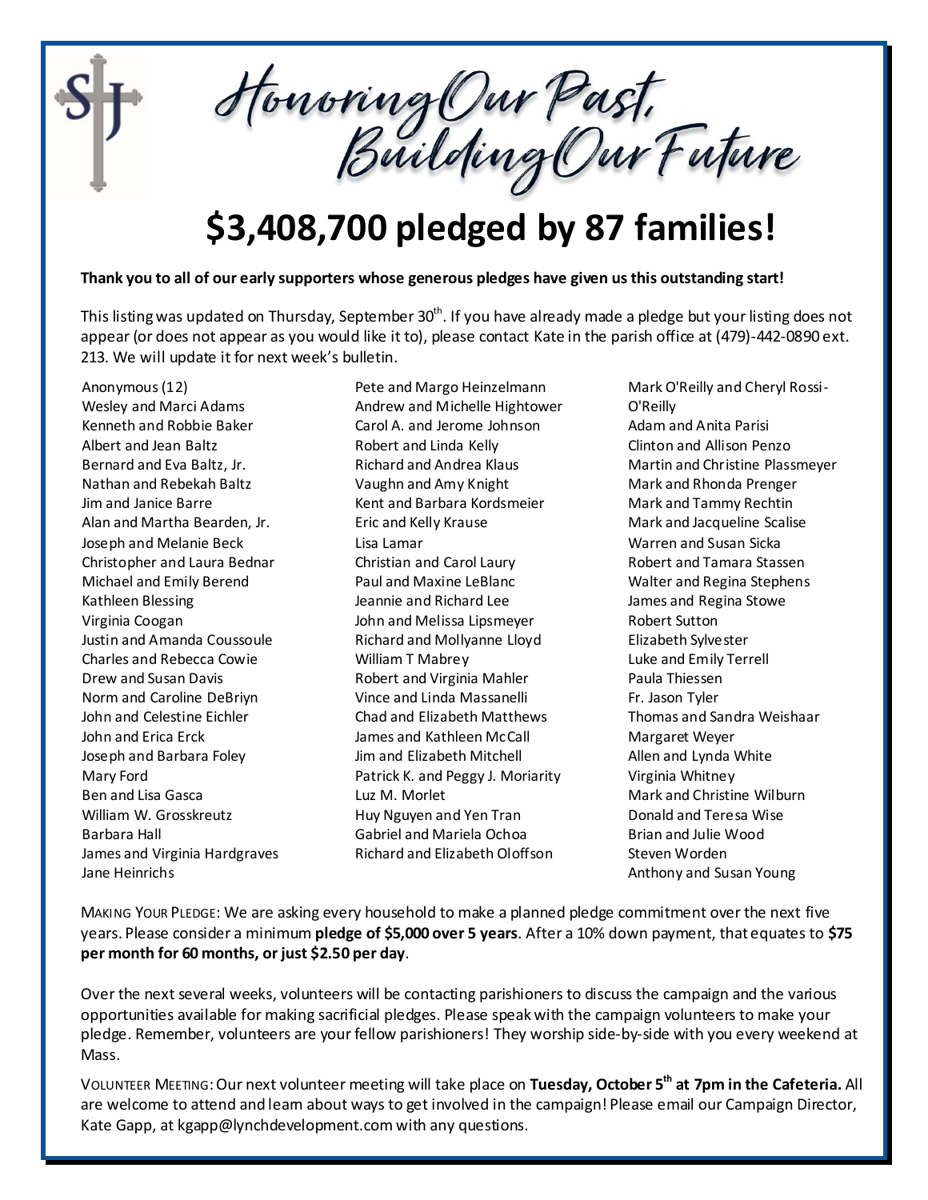# Honoring Our Past, Building Our Future

## $3,408,700 pledged by 87 families!

**Thank you to all of our early supporters whose generous pledges have given us this outstanding start!**

This listing was updated on Thursday, September 30th. If you have already made a pledge but your listing does not appear (or does not appear as you would like it to), please contact Kate in the parish office at (479)-442-0890 ext. 213. We will update it for next week's bulletin.

Anonymous (12)
Wesley and Marci Adams
Kenneth and Robbie Baker
Albert and Jean Baltz
Bernard and Eva Baltz, Jr.
Nathan and Rebekah Baltz
Jim and Janice Barre
Alan and Martha Bearden, Jr.
Joseph and Melanie Beck
Christopher and Laura Bednar
Michael and Emily Berend
Kathleen Blessing
Virginia Coogan
Justin and Amanda Coussoule
Charles and Rebecca Cowie
Drew and Susan Davis
Norm and Caroline DeBriyn
John and Celestine Eichler
John and Erica Erck
Joseph and Barbara Foley
Mary Ford
Ben and Lisa Gasca
William W. Grosskreutz
Barbara Hall
James and Virginia Hardgraves
Jane Heinrichs
Pete and Margo Heinzelmann
Andrew and Michelle Hightower
Carol A. and Jerome Johnson
Robert and Linda Kelly
Richard and Andrea Klaus
Vaughn and Amy Knight
Kent and Barbara Kordsmeier
Eric and Kelly Krause
Lisa Lamar
Christian and Carol Laury
Paul and Maxine LeBlanc
Jeannie and Richard Lee
John and Melissa Lipsmeyer
Richard and Mollyanne Lloyd
William T Mabrey
Robert and Virginia Mahler
Vince and Linda Massanelli
Chad and Elizabeth Matthews
James and Kathleen McCall
Jim and Elizabeth Mitchell
Patrick K. and Peggy J. Moriarity
Luz M. Morlet
Huy Nguyen and Yen Tran
Gabriel and Mariela Ochoa
Richard and Elizabeth Oloffson
Mark O'Reilly and Cheryl Rossi-O'Reilly
Adam and Anita Parisi
Clinton and Allison Penzo
Martin and Christine Plassmeyer
Mark and Rhonda Prenger
Mark and Tammy Rechtin
Mark and Jacqueline Scalise
Warren and Susan Sicka
Robert and Tamara Stassen
Walter and Regina Stephens
James and Regina Stowe
Robert Sutton
Elizabeth Sylvester
Luke and Emily Terrell
Paula Thiessen
Fr. Jason Tyler
Thomas and Sandra Weishaar
Margaret Weyer
Allen and Lynda White
Virginia Whitney
Mark and Christine Wilburn
Donald and Teresa Wise
Brian and Julie Wood
Steven Worden
Anthony and Susan Young

MAKING YOUR PLEDGE: We are asking every household to make a planned pledge commitment over the next five years. Please consider a minimum **pledge of $5,000 over 5 years**. After a 10% down payment, that equates to **$75 per month for 60 months, or just $2.50 per day**.

Over the next several weeks, volunteers will be contacting parishioners to discuss the campaign and the various opportunities available for making sacrificial pledges. Please speak with the campaign volunteers to make your pledge. Remember, volunteers are your fellow parishioners! They worship side-by-side with you every weekend at Mass.

VOLUNTEER MEETING: Our next volunteer meeting will take place on **Tuesday, October 5th at 7pm in the Cafeteria.** All are welcome to attend and learn about ways to get involved in the campaign! Please email our Campaign Director, Kate Gapp, at kgapp@lynchdevelopment.com with any questions.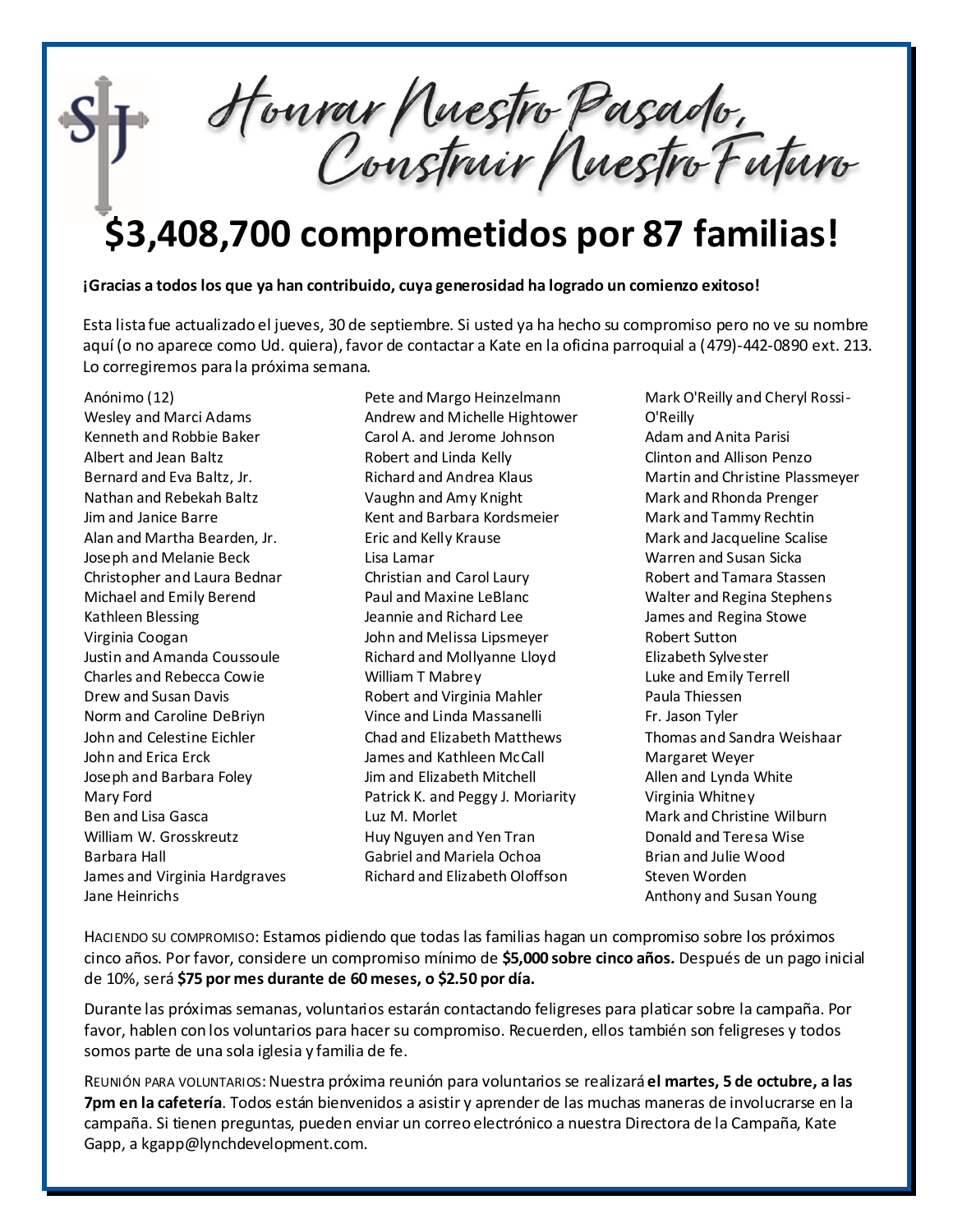# Honrar Nuestro Pasado, Construir Nuestro Futuro

# $3,408,700 comprometidos por 87 familias!

**¡Gracias a todos los que ya han contribuido, cuya generosidad ha logrado un comienzo exitoso!**

Esta lista fue actualizado el jueves, 30 de septiembre. Si usted ya ha hecho su compromiso pero no ve su nombre aquí (o no aparece como Ud. quiera), favor de contactar a Kate en la oficina parroquial a (479)-442-0890 ext. 213. Lo corregiremos para la próxima semana.

Anónimo (12)
Wesley and Marci Adams
Kenneth and Robbie Baker
Albert and Jean Baltz
Bernard and Eva Baltz, Jr.
Nathan and Rebekah Baltz
Jim and Janice Barre
Alan and Martha Bearden, Jr.
Joseph and Melanie Beck
Christopher and Laura Bednar
Michael and Emily Berend
Kathleen Blessing
Virginia Coogan
Justin and Amanda Coussoule
Charles and Rebecca Cowie
Drew and Susan Davis
Norm and Caroline DeBriyn
John and Celestine Eichler
John and Erica Erck
Joseph and Barbara Foley
Mary Ford
Ben and Lisa Gasca
William W. Grosskreutz
Barbara Hall
James and Virginia Hardgraves
Jane Heinrichs
Pete and Margo Heinzelmann
Andrew and Michelle Hightower
Carol A. and Jerome Johnson
Robert and Linda Kelly
Richard and Andrea Klaus
Vaughn and Amy Knight
Kent and Barbara Kordsmeier
Eric and Kelly Krause
Lisa Lamar
Christian and Carol Laury
Paul and Maxine LeBlanc
Jeannie and Richard Lee
John and Melissa Lipsmeyer
Richard and Mollyanne Lloyd
William T Mabrey
Robert and Virginia Mahler
Vince and Linda Massanelli
Chad and Elizabeth Matthews
James and Kathleen McCall
Jim and Elizabeth Mitchell
Patrick K. and Peggy J. Moriarity
Luz M. Morlet
Huy Nguyen and Yen Tran
Gabriel and Mariela Ochoa
Richard and Elizabeth Oloffson
Mark O'Reilly and Cheryl Rossi-O'Reilly
Adam and Anita Parisi
Clinton and Allison Penzo
Martin and Christine Plassmeyer
Mark and Rhonda Prenger
Mark and Tammy Rechtin
Mark and Jacqueline Scalise
Warren and Susan Sicka
Robert and Tamara Stassen
Walter and Regina Stephens
James and Regina Stowe
Robert Sutton
Elizabeth Sylvester
Luke and Emily Terrell
Paula Thiessen
Fr. Jason Tyler
Thomas and Sandra Weishaar
Margaret Weyer
Allen and Lynda White
Virginia Whitney
Mark and Christine Wilburn
Donald and Teresa Wise
Brian and Julie Wood
Steven Worden
Anthony and Susan Young

HACIENDO SU COMPROMISO: Estamos pidiendo que todas las familias hagan un compromiso sobre los próximos cinco años. Por favor, considere un compromiso mínimo de **$5,000 sobre cinco años.** Después de un pago inicial de 10%, será **$75 por mes durante de 60 meses, o $2.50 por día.**

Durante las próximas semanas, voluntarios estarán contactando feligreses para platicar sobre la campaña. Por favor, hablen con los voluntarios para hacer su compromiso. Recuerden, ellos también son feligreses y todos somos parte de una sola iglesia y familia de fe.

REUNIÓN PARA VOLUNTARIOS: Nuestra próxima reunión para voluntarios se realizará **el martes, 5 de octubre, a las 7pm en la cafetería**. Todos están bienvenidos a asistir y aprender de las muchas maneras de involucrarse en la campaña. Si tienen preguntas, pueden enviar un correo electrónico a nuestra Directora de la Campaña, Kate Gapp, a kgapp@lynchdevelopment.com.